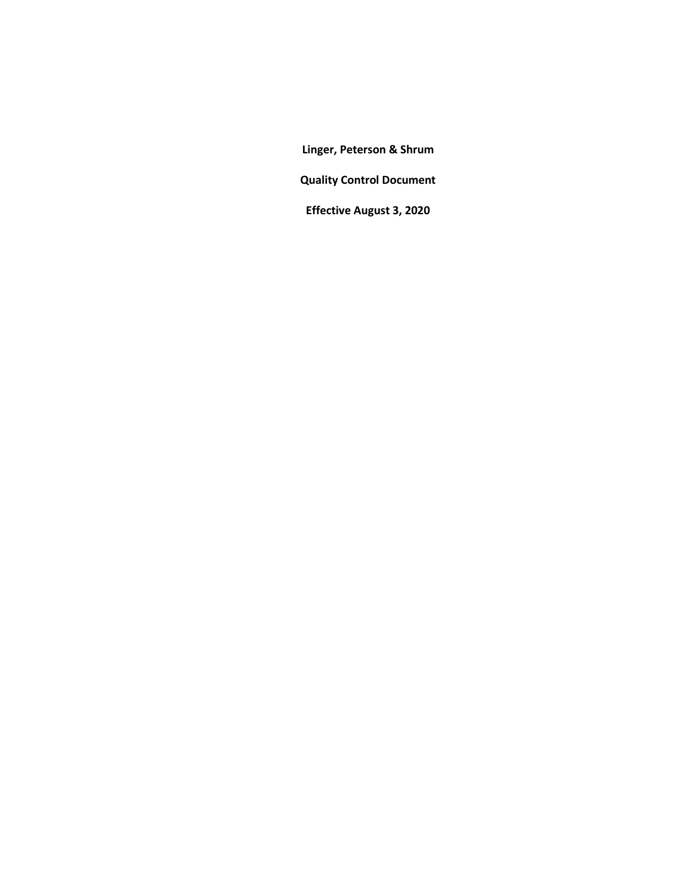**Linger, Peterson & Shrum**

**Quality Control Document**

**Effective August 3, 2020**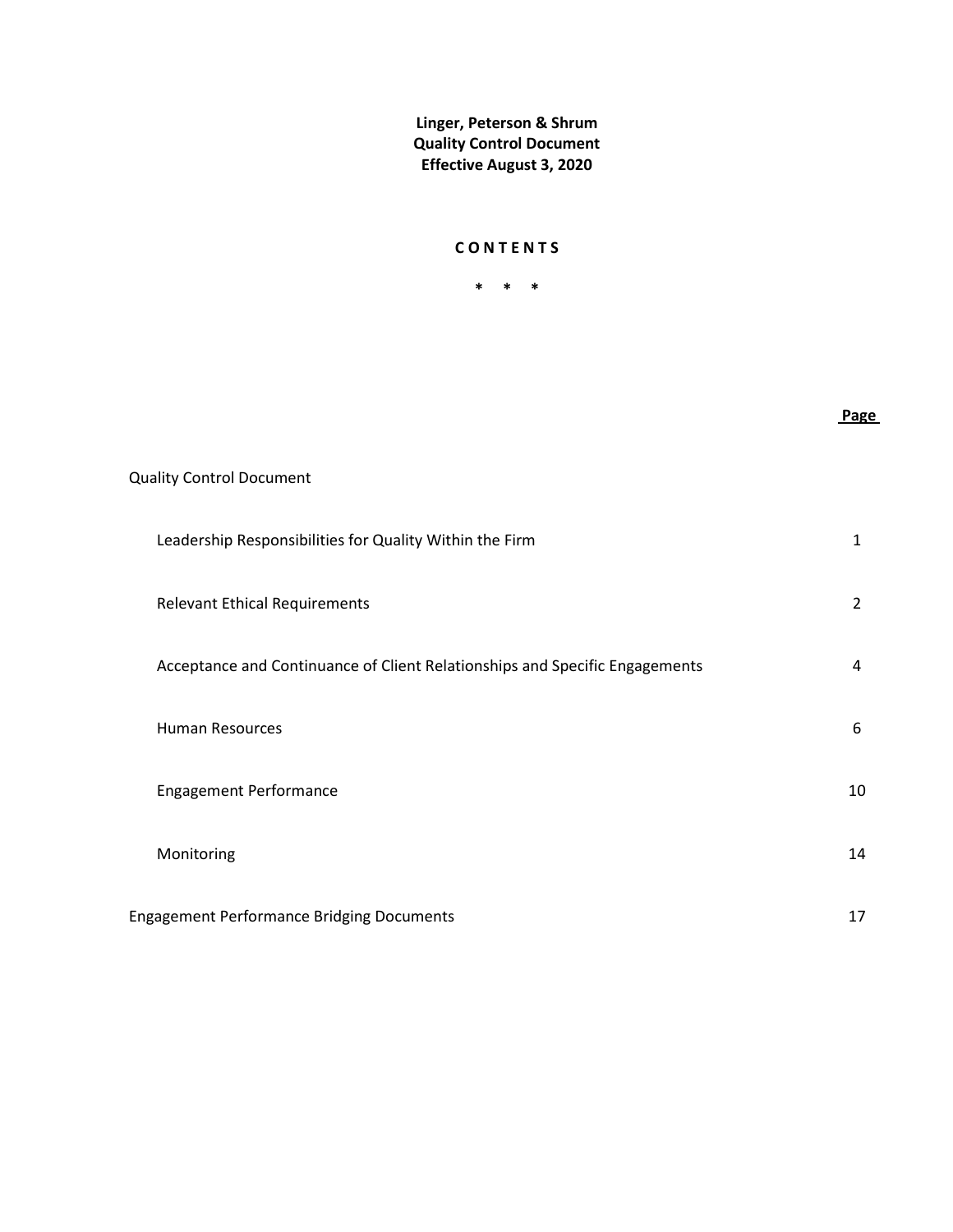**Linger, Peterson & Shrum**
**Quality Control Document**
**Effective August 3, 2020**

## C O N T E N T S

\*   \*   \*

| | Page |
|---|---|
| Quality Control Document | |
| Leadership Responsibilities for Quality Within the Firm | 1 |
| Relevant Ethical Requirements | 2 |
| Acceptance and Continuance of Client Relationships and Specific Engagements | 4 |
| Human Resources | 6 |
| Engagement Performance | 10 |
| Monitoring | 14 |
| Engagement Performance Bridging Documents | 17 |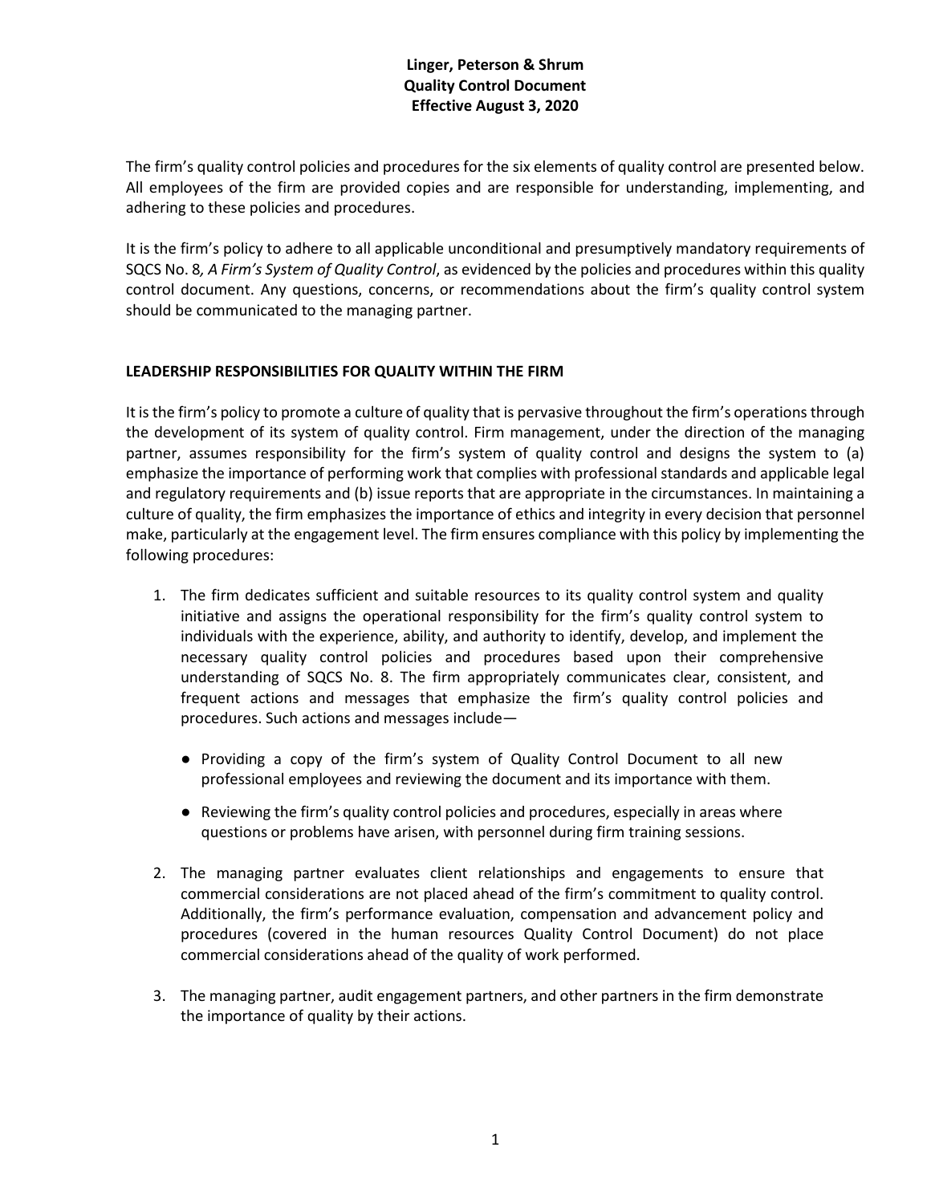**Linger, Peterson & Shrum**
**Quality Control Document**
**Effective August 3, 2020**

The firm's quality control policies and procedures for the six elements of quality control are presented below. All employees of the firm are provided copies and are responsible for understanding, implementing, and adhering to these policies and procedures.

It is the firm's policy to adhere to all applicable unconditional and presumptively mandatory requirements of SQCS No. 8*, A Firm's System of Quality Control*, as evidenced by the policies and procedures within this quality control document. Any questions, concerns, or recommendations about the firm's quality control system should be communicated to the managing partner.

## LEADERSHIP RESPONSIBILITIES FOR QUALITY WITHIN THE FIRM

It is the firm's policy to promote a culture of quality that is pervasive throughout the firm's operations through the development of its system of quality control. Firm management, under the direction of the managing partner, assumes responsibility for the firm's system of quality control and designs the system to (a) emphasize the importance of performing work that complies with professional standards and applicable legal and regulatory requirements and (b) issue reports that are appropriate in the circumstances. In maintaining a culture of quality, the firm emphasizes the importance of ethics and integrity in every decision that personnel make, particularly at the engagement level. The firm ensures compliance with this policy by implementing the following procedures:

1. The firm dedicates sufficient and suitable resources to its quality control system and quality initiative and assigns the operational responsibility for the firm's quality control system to individuals with the experience, ability, and authority to identify, develop, and implement the necessary quality control policies and procedures based upon their comprehensive understanding of SQCS No. 8. The firm appropriately communicates clear, consistent, and frequent actions and messages that emphasize the firm's quality control policies and procedures. Such actions and messages include—
   - Providing a copy of the firm's system of Quality Control Document to all new professional employees and reviewing the document and its importance with them.
   - Reviewing the firm's quality control policies and procedures, especially in areas where questions or problems have arisen, with personnel during firm training sessions.
2. The managing partner evaluates client relationships and engagements to ensure that commercial considerations are not placed ahead of the firm's commitment to quality control. Additionally, the firm's performance evaluation, compensation and advancement policy and procedures (covered in the human resources Quality Control Document) do not place commercial considerations ahead of the quality of work performed.
3. The managing partner, audit engagement partners, and other partners in the firm demonstrate the importance of quality by their actions.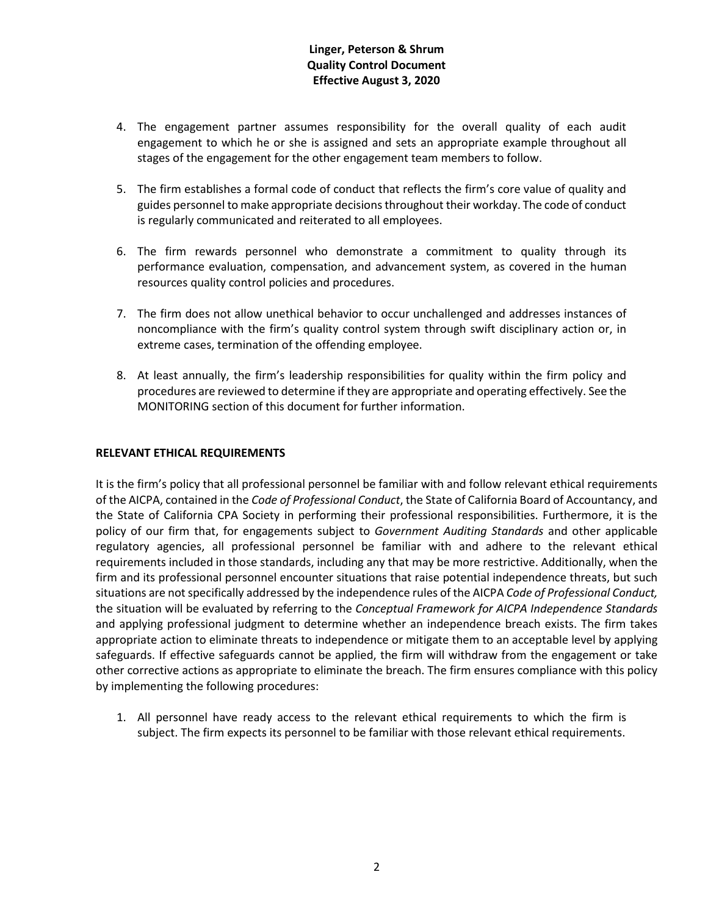4. The engagement partner assumes responsibility for the overall quality of each audit engagement to which he or she is assigned and sets an appropriate example throughout all stages of the engagement for the other engagement team members to follow.

5. The firm establishes a formal code of conduct that reflects the firm's core value of quality and guides personnel to make appropriate decisions throughout their workday. The code of conduct is regularly communicated and reiterated to all employees.

6. The firm rewards personnel who demonstrate a commitment to quality through its performance evaluation, compensation, and advancement system, as covered in the human resources quality control policies and procedures.

7. The firm does not allow unethical behavior to occur unchallenged and addresses instances of noncompliance with the firm's quality control system through swift disciplinary action or, in extreme cases, termination of the offending employee.

8. At least annually, the firm's leadership responsibilities for quality within the firm policy and procedures are reviewed to determine if they are appropriate and operating effectively. See the MONITORING section of this document for further information.

## RELEVANT ETHICAL REQUIREMENTS

It is the firm's policy that all professional personnel be familiar with and follow relevant ethical requirements of the AICPA, contained in the *Code of Professional Conduct*, the State of California Board of Accountancy, and the State of California CPA Society in performing their professional responsibilities. Furthermore, it is the policy of our firm that, for engagements subject to *Government Auditing Standards* and other applicable regulatory agencies, all professional personnel be familiar with and adhere to the relevant ethical requirements included in those standards, including any that may be more restrictive. Additionally, when the firm and its professional personnel encounter situations that raise potential independence threats, but such situations are not specifically addressed by the independence rules of the AICPA *Code of Professional Conduct,* the situation will be evaluated by referring to the *Conceptual Framework for AICPA Independence Standards* and applying professional judgment to determine whether an independence breach exists. The firm takes appropriate action to eliminate threats to independence or mitigate them to an acceptable level by applying safeguards. If effective safeguards cannot be applied, the firm will withdraw from the engagement or take other corrective actions as appropriate to eliminate the breach. The firm ensures compliance with this policy by implementing the following procedures:

1. All personnel have ready access to the relevant ethical requirements to which the firm is subject. The firm expects its personnel to be familiar with those relevant ethical requirements.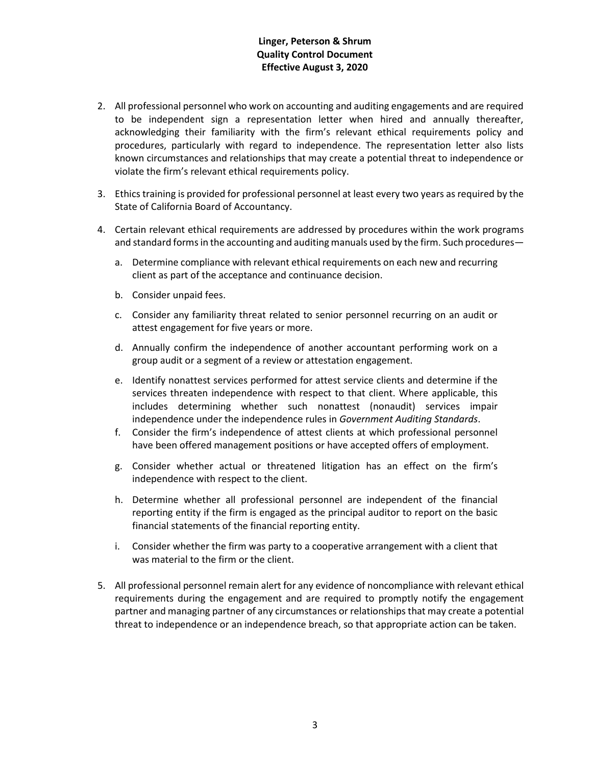2. All professional personnel who work on accounting and auditing engagements and are required to be independent sign a representation letter when hired and annually thereafter, acknowledging their familiarity with the firm's relevant ethical requirements policy and procedures, particularly with regard to independence. The representation letter also lists known circumstances and relationships that may create a potential threat to independence or violate the firm's relevant ethical requirements policy.

3. Ethics training is provided for professional personnel at least every two years as required by the State of California Board of Accountancy.

4. Certain relevant ethical requirements are addressed by procedures within the work programs and standard forms in the accounting and auditing manuals used by the firm. Such procedures—

   a. Determine compliance with relevant ethical requirements on each new and recurring client as part of the acceptance and continuance decision.

   b. Consider unpaid fees.

   c. Consider any familiarity threat related to senior personnel recurring on an audit or attest engagement for five years or more.

   d. Annually confirm the independence of another accountant performing work on a group audit or a segment of a review or attestation engagement.

   e. Identify nonattest services performed for attest service clients and determine if the services threaten independence with respect to that client. Where applicable, this includes determining whether such nonattest (nonaudit) services impair independence under the independence rules in *Government Auditing Standards*.

   f. Consider the firm's independence of attest clients at which professional personnel have been offered management positions or have accepted offers of employment.

   g. Consider whether actual or threatened litigation has an effect on the firm's independence with respect to the client.

   h. Determine whether all professional personnel are independent of the financial reporting entity if the firm is engaged as the principal auditor to report on the basic financial statements of the financial reporting entity.

   i. Consider whether the firm was party to a cooperative arrangement with a client that was material to the firm or the client.

5. All professional personnel remain alert for any evidence of noncompliance with relevant ethical requirements during the engagement and are required to promptly notify the engagement partner and managing partner of any circumstances or relationships that may create a potential threat to independence or an independence breach, so that appropriate action can be taken.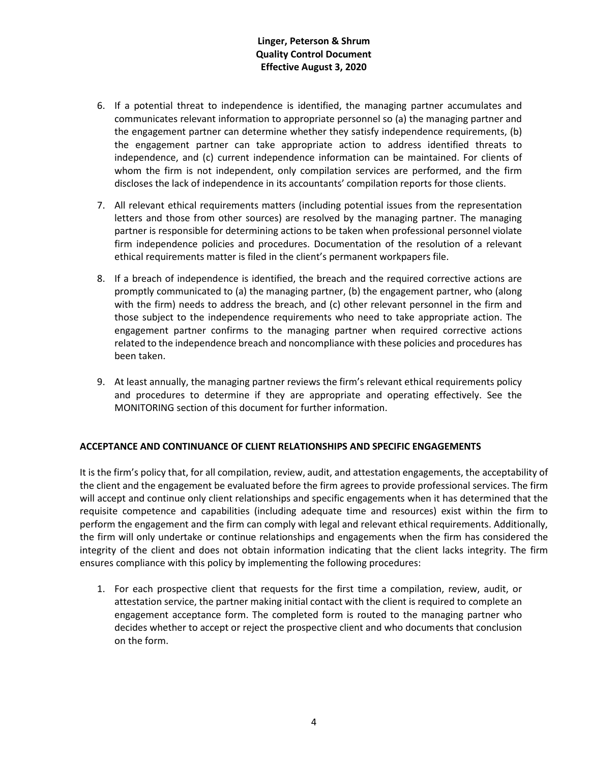6. If a potential threat to independence is identified, the managing partner accumulates and communicates relevant information to appropriate personnel so (a) the managing partner and the engagement partner can determine whether they satisfy independence requirements, (b) the engagement partner can take appropriate action to address identified threats to independence, and (c) current independence information can be maintained. For clients of whom the firm is not independent, only compilation services are performed, and the firm discloses the lack of independence in its accountants' compilation reports for those clients.

7. All relevant ethical requirements matters (including potential issues from the representation letters and those from other sources) are resolved by the managing partner. The managing partner is responsible for determining actions to be taken when professional personnel violate firm independence policies and procedures. Documentation of the resolution of a relevant ethical requirements matter is filed in the client's permanent workpapers file.

8. If a breach of independence is identified, the breach and the required corrective actions are promptly communicated to (a) the managing partner, (b) the engagement partner, who (along with the firm) needs to address the breach, and (c) other relevant personnel in the firm and those subject to the independence requirements who need to take appropriate action. The engagement partner confirms to the managing partner when required corrective actions related to the independence breach and noncompliance with these policies and procedures has been taken.

9. At least annually, the managing partner reviews the firm's relevant ethical requirements policy and procedures to determine if they are appropriate and operating effectively. See the MONITORING section of this document for further information.

## ACCEPTANCE AND CONTINUANCE OF CLIENT RELATIONSHIPS AND SPECIFIC ENGAGEMENTS

It is the firm's policy that, for all compilation, review, audit, and attestation engagements, the acceptability of the client and the engagement be evaluated before the firm agrees to provide professional services. The firm will accept and continue only client relationships and specific engagements when it has determined that the requisite competence and capabilities (including adequate time and resources) exist within the firm to perform the engagement and the firm can comply with legal and relevant ethical requirements. Additionally, the firm will only undertake or continue relationships and engagements when the firm has considered the integrity of the client and does not obtain information indicating that the client lacks integrity. The firm ensures compliance with this policy by implementing the following procedures:

1. For each prospective client that requests for the first time a compilation, review, audit, or attestation service, the partner making initial contact with the client is required to complete an engagement acceptance form. The completed form is routed to the managing partner who decides whether to accept or reject the prospective client and who documents that conclusion on the form.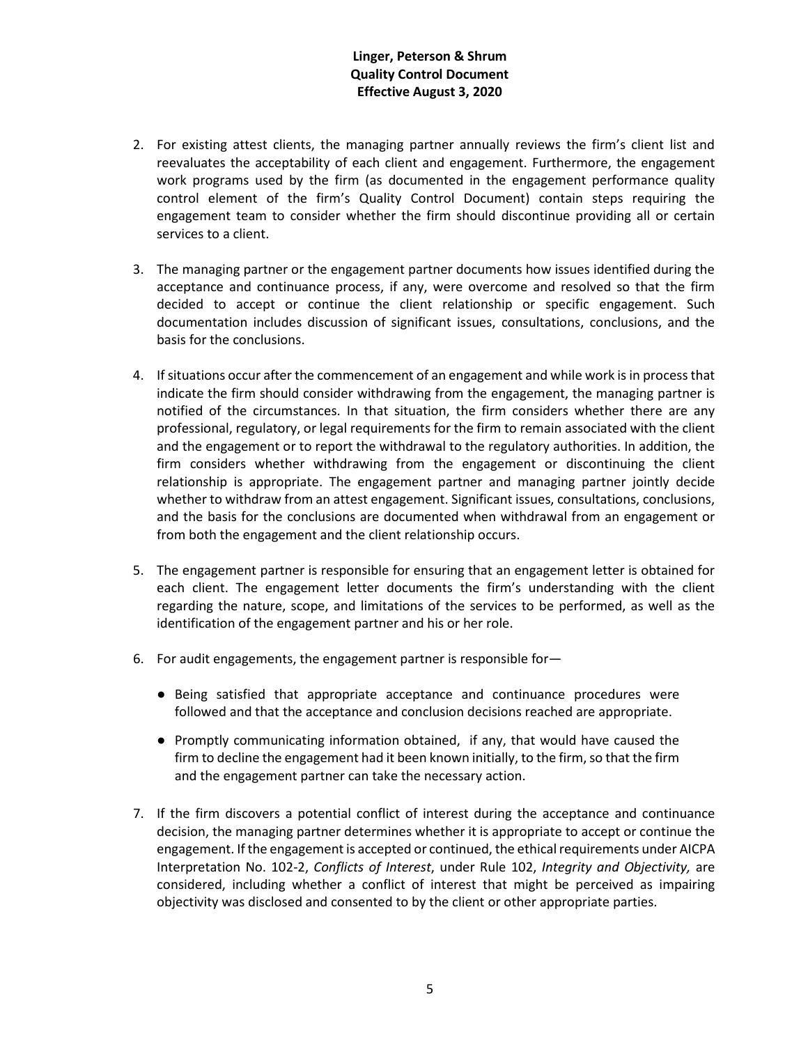2. For existing attest clients, the managing partner annually reviews the firm's client list and reevaluates the acceptability of each client and engagement. Furthermore, the engagement work programs used by the firm (as documented in the engagement performance quality control element of the firm's Quality Control Document) contain steps requiring the engagement team to consider whether the firm should discontinue providing all or certain services to a client.

3. The managing partner or the engagement partner documents how issues identified during the acceptance and continuance process, if any, were overcome and resolved so that the firm decided to accept or continue the client relationship or specific engagement. Such documentation includes discussion of significant issues, consultations, conclusions, and the basis for the conclusions.

4. If situations occur after the commencement of an engagement and while work is in process that indicate the firm should consider withdrawing from the engagement, the managing partner is notified of the circumstances. In that situation, the firm considers whether there are any professional, regulatory, or legal requirements for the firm to remain associated with the client and the engagement or to report the withdrawal to the regulatory authorities. In addition, the firm considers whether withdrawing from the engagement or discontinuing the client relationship is appropriate. The engagement partner and managing partner jointly decide whether to withdraw from an attest engagement. Significant issues, consultations, conclusions, and the basis for the conclusions are documented when withdrawal from an engagement or from both the engagement and the client relationship occurs.

5. The engagement partner is responsible for ensuring that an engagement letter is obtained for each client. The engagement letter documents the firm's understanding with the client regarding the nature, scope, and limitations of the services to be performed, as well as the identification of the engagement partner and his or her role.

6. For audit engagements, the engagement partner is responsible for—

   - Being satisfied that appropriate acceptance and continuance procedures were followed and that the acceptance and conclusion decisions reached are appropriate.
   - Promptly communicating information obtained, if any, that would have caused the firm to decline the engagement had it been known initially, to the firm, so that the firm and the engagement partner can take the necessary action.

7. If the firm discovers a potential conflict of interest during the acceptance and continuance decision, the managing partner determines whether it is appropriate to accept or continue the engagement. If the engagement is accepted or continued, the ethical requirements under AICPA Interpretation No. 102-2, *Conflicts of Interest*, under Rule 102, *Integrity and Objectivity,* are considered, including whether a conflict of interest that might be perceived as impairing objectivity was disclosed and consented to by the client or other appropriate parties.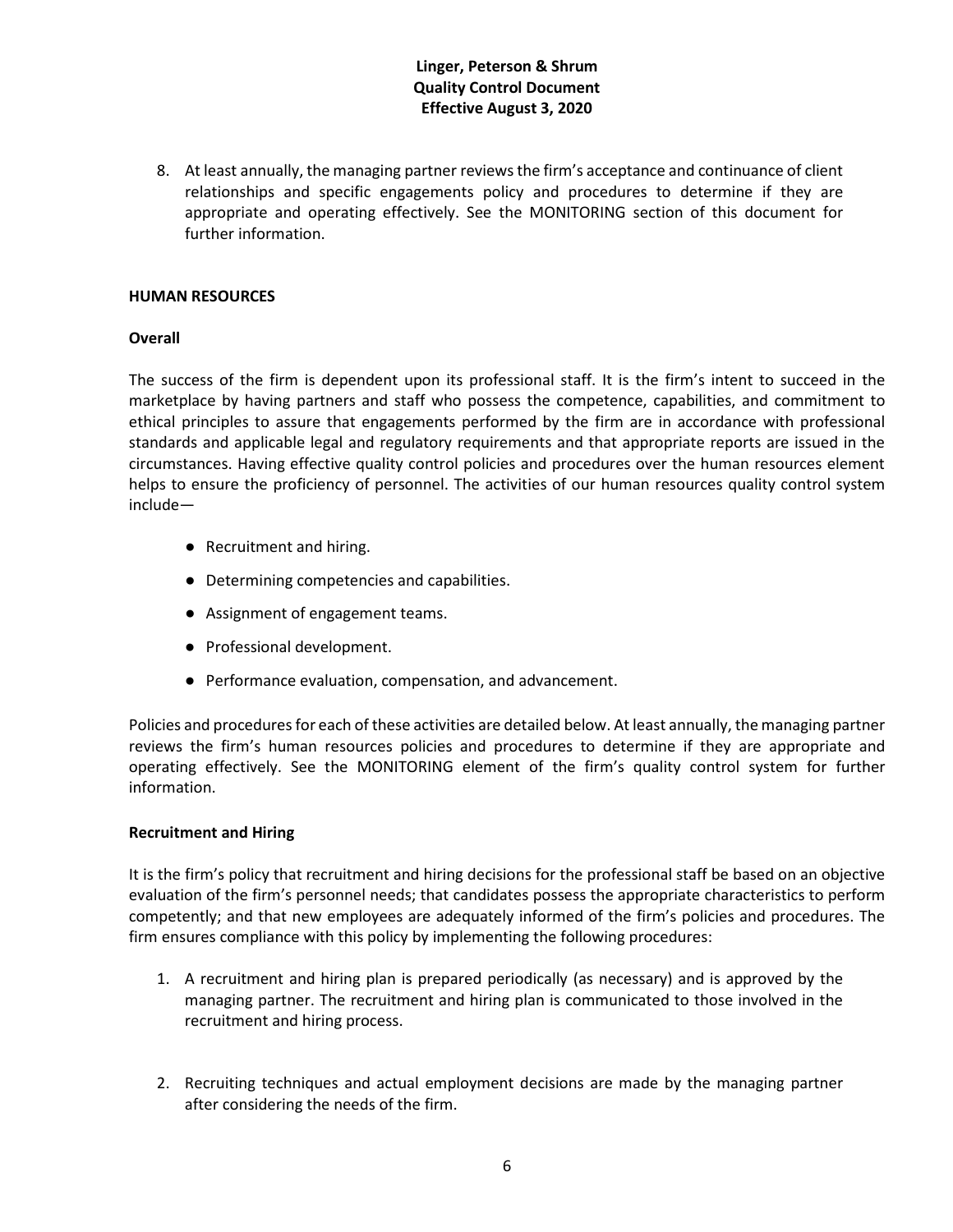8. At least annually, the managing partner reviews the firm's acceptance and continuance of client relationships and specific engagements policy and procedures to determine if they are appropriate and operating effectively. See the MONITORING section of this document for further information.

## HUMAN RESOURCES

### Overall

The success of the firm is dependent upon its professional staff. It is the firm's intent to succeed in the marketplace by having partners and staff who possess the competence, capabilities, and commitment to ethical principles to assure that engagements performed by the firm are in accordance with professional standards and applicable legal and regulatory requirements and that appropriate reports are issued in the circumstances. Having effective quality control policies and procedures over the human resources element helps to ensure the proficiency of personnel. The activities of our human resources quality control system include—

- Recruitment and hiring.
- Determining competencies and capabilities.
- Assignment of engagement teams.
- Professional development.
- Performance evaluation, compensation, and advancement.

Policies and procedures for each of these activities are detailed below. At least annually, the managing partner reviews the firm's human resources policies and procedures to determine if they are appropriate and operating effectively. See the MONITORING element of the firm's quality control system for further information.

### Recruitment and Hiring

It is the firm's policy that recruitment and hiring decisions for the professional staff be based on an objective evaluation of the firm's personnel needs; that candidates possess the appropriate characteristics to perform competently; and that new employees are adequately informed of the firm's policies and procedures. The firm ensures compliance with this policy by implementing the following procedures:

1. A recruitment and hiring plan is prepared periodically (as necessary) and is approved by the managing partner. The recruitment and hiring plan is communicated to those involved in the recruitment and hiring process.

2. Recruiting techniques and actual employment decisions are made by the managing partner after considering the needs of the firm.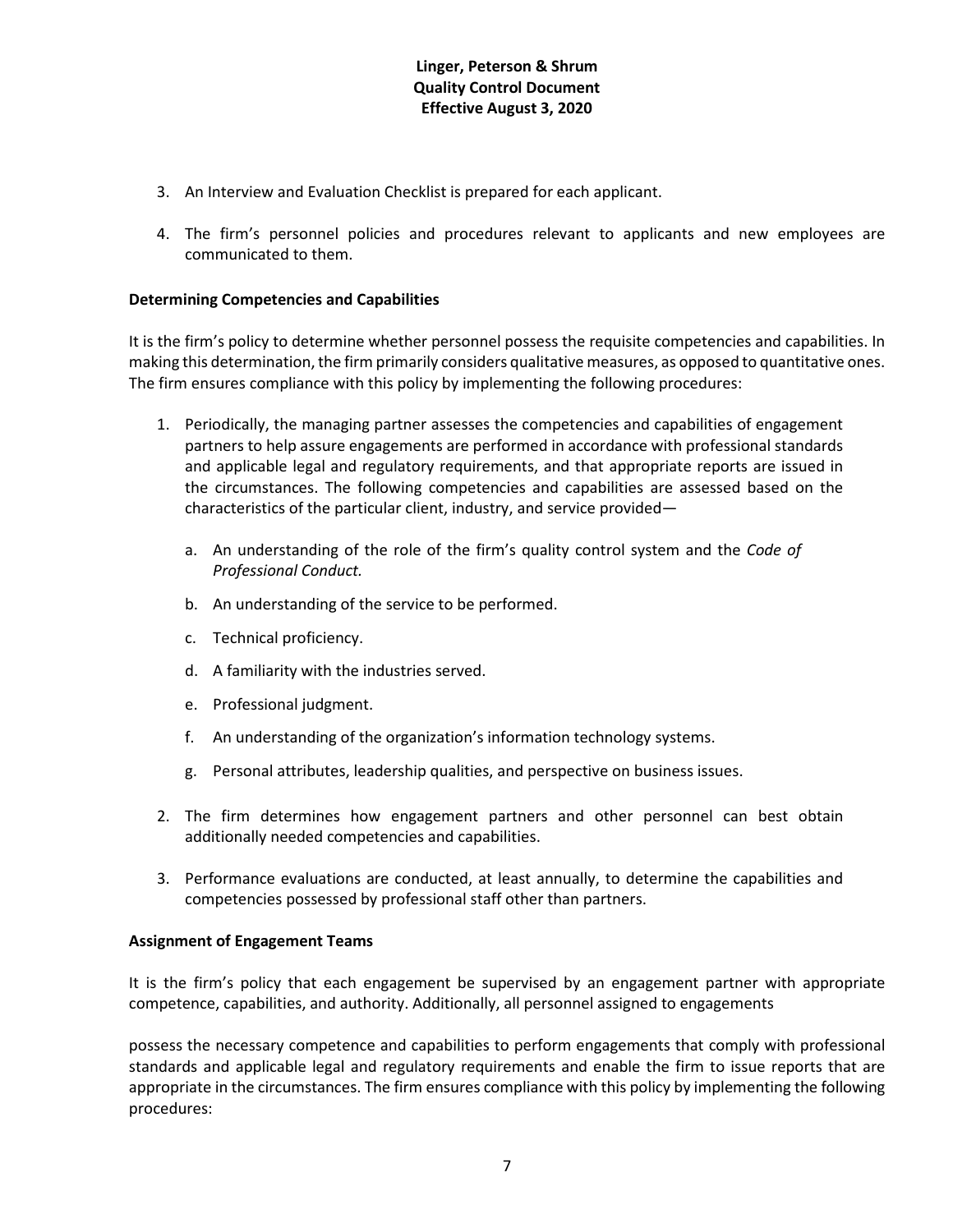3. An Interview and Evaluation Checklist is prepared for each applicant.

4. The firm's personnel policies and procedures relevant to applicants and new employees are communicated to them.

**Determining Competencies and Capabilities**

It is the firm's policy to determine whether personnel possess the requisite competencies and capabilities. In making this determination, the firm primarily considers qualitative measures, as opposed to quantitative ones. The firm ensures compliance with this policy by implementing the following procedures:

1. Periodically, the managing partner assesses the competencies and capabilities of engagement partners to help assure engagements are performed in accordance with professional standards and applicable legal and regulatory requirements, and that appropriate reports are issued in the circumstances. The following competencies and capabilities are assessed based on the characteristics of the particular client, industry, and service provided—

   a. An understanding of the role of the firm's quality control system and the *Code of Professional Conduct.*

   b. An understanding of the service to be performed.

   c. Technical proficiency.

   d. A familiarity with the industries served.

   e. Professional judgment.

   f. An understanding of the organization's information technology systems.

   g. Personal attributes, leadership qualities, and perspective on business issues.

2. The firm determines how engagement partners and other personnel can best obtain additionally needed competencies and capabilities.

3. Performance evaluations are conducted, at least annually, to determine the capabilities and competencies possessed by professional staff other than partners.

**Assignment of Engagement Teams**

It is the firm's policy that each engagement be supervised by an engagement partner with appropriate competence, capabilities, and authority. Additionally, all personnel assigned to engagements possess the necessary competence and capabilities to perform engagements that comply with professional standards and applicable legal and regulatory requirements and enable the firm to issue reports that are appropriate in the circumstances. The firm ensures compliance with this policy by implementing the following procedures: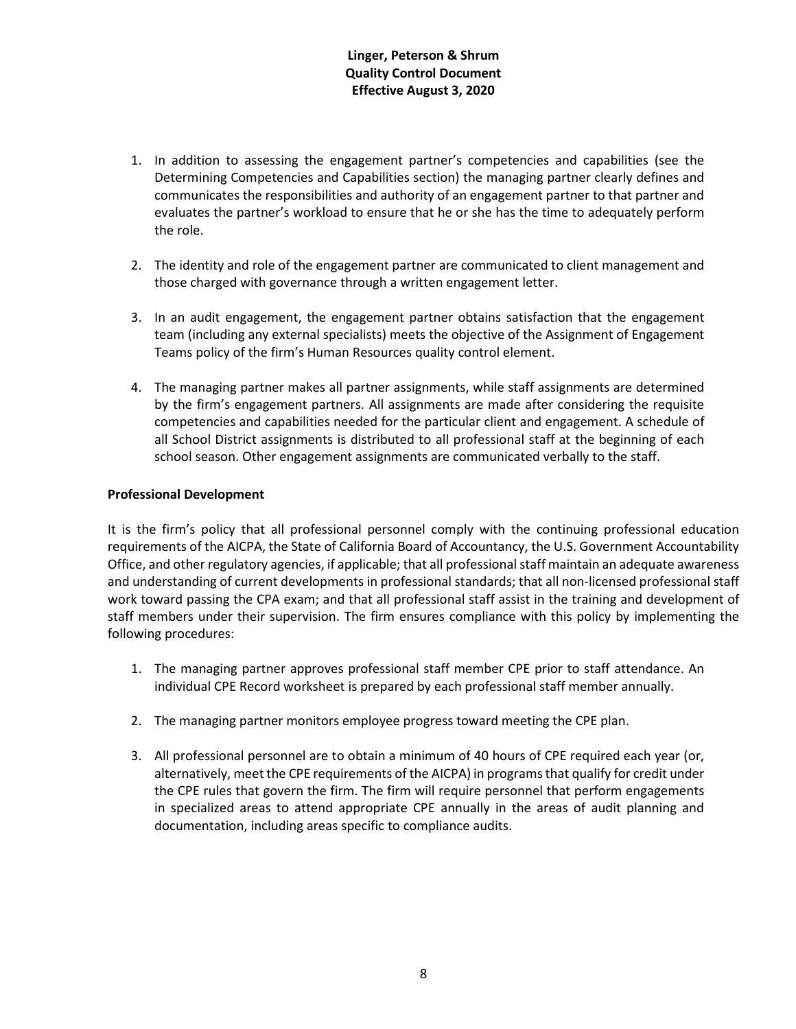1. In addition to assessing the engagement partner's competencies and capabilities (see the Determining Competencies and Capabilities section) the managing partner clearly defines and communicates the responsibilities and authority of an engagement partner to that partner and evaluates the partner's workload to ensure that he or she has the time to adequately perform the role.

2. The identity and role of the engagement partner are communicated to client management and those charged with governance through a written engagement letter.

3. In an audit engagement, the engagement partner obtains satisfaction that the engagement team (including any external specialists) meets the objective of the Assignment of Engagement Teams policy of the firm's Human Resources quality control element.

4. The managing partner makes all partner assignments, while staff assignments are determined by the firm's engagement partners. All assignments are made after considering the requisite competencies and capabilities needed for the particular client and engagement. A schedule of all School District assignments is distributed to all professional staff at the beginning of each school season. Other engagement assignments are communicated verbally to the staff.

**Professional Development**

It is the firm's policy that all professional personnel comply with the continuing professional education requirements of the AICPA, the State of California Board of Accountancy, the U.S. Government Accountability Office, and other regulatory agencies, if applicable; that all professional staff maintain an adequate awareness and understanding of current developments in professional standards; that all non-licensed professional staff work toward passing the CPA exam; and that all professional staff assist in the training and development of staff members under their supervision. The firm ensures compliance with this policy by implementing the following procedures:

1. The managing partner approves professional staff member CPE prior to staff attendance. An individual CPE Record worksheet is prepared by each professional staff member annually.

2. The managing partner monitors employee progress toward meeting the CPE plan.

3. All professional personnel are to obtain a minimum of 40 hours of CPE required each year (or, alternatively, meet the CPE requirements of the AICPA) in programs that qualify for credit under the CPE rules that govern the firm. The firm will require personnel that perform engagements in specialized areas to attend appropriate CPE annually in the areas of audit planning and documentation, including areas specific to compliance audits.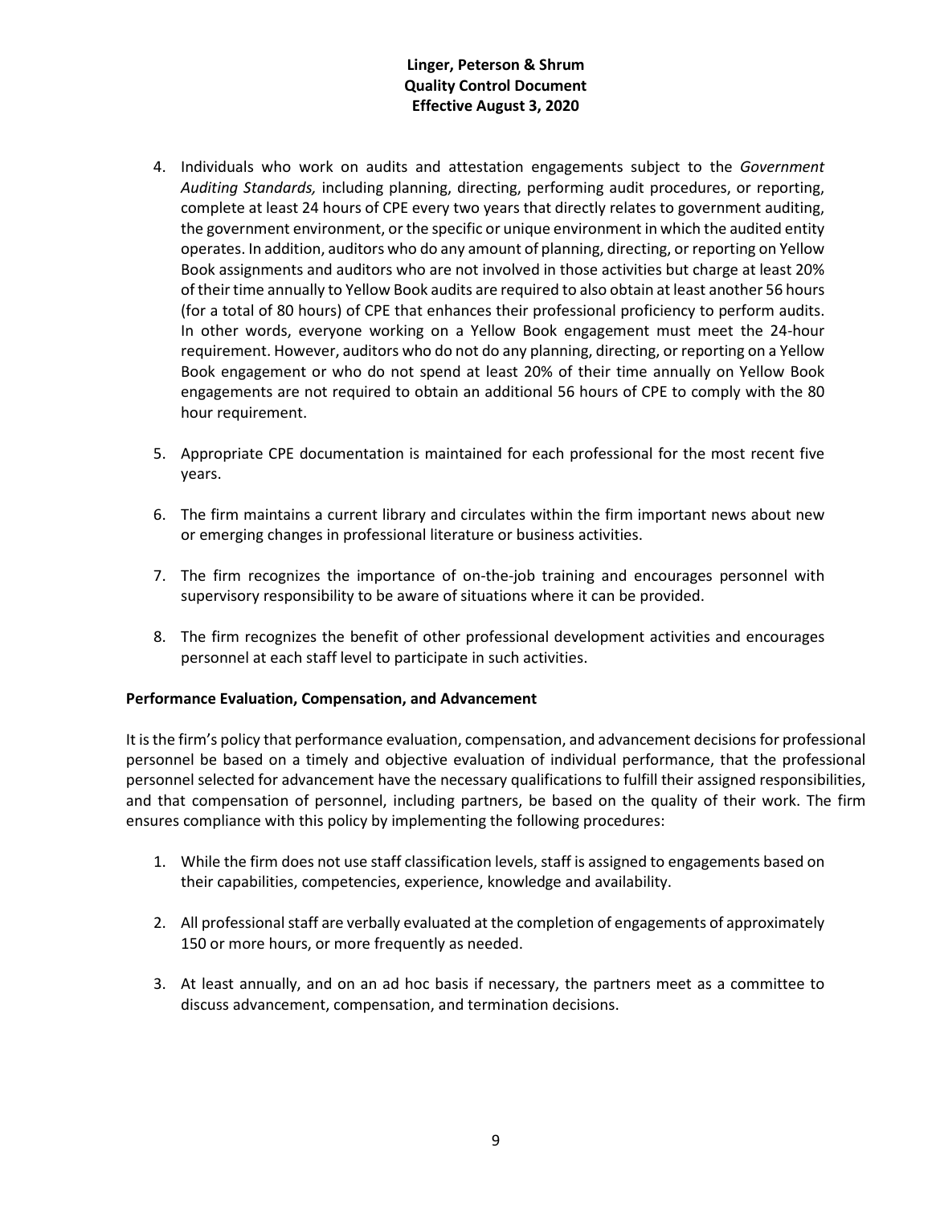4. Individuals who work on audits and attestation engagements subject to the *Government Auditing Standards,* including planning, directing, performing audit procedures, or reporting, complete at least 24 hours of CPE every two years that directly relates to government auditing, the government environment, or the specific or unique environment in which the audited entity operates. In addition, auditors who do any amount of planning, directing, or reporting on Yellow Book assignments and auditors who are not involved in those activities but charge at least 20% of their time annually to Yellow Book audits are required to also obtain at least another 56 hours (for a total of 80 hours) of CPE that enhances their professional proficiency to perform audits. In other words, everyone working on a Yellow Book engagement must meet the 24-hour requirement. However, auditors who do not do any planning, directing, or reporting on a Yellow Book engagement or who do not spend at least 20% of their time annually on Yellow Book engagements are not required to obtain an additional 56 hours of CPE to comply with the 80 hour requirement.

5. Appropriate CPE documentation is maintained for each professional for the most recent five years.

6. The firm maintains a current library and circulates within the firm important news about new or emerging changes in professional literature or business activities.

7. The firm recognizes the importance of on-the-job training and encourages personnel with supervisory responsibility to be aware of situations where it can be provided.

8. The firm recognizes the benefit of other professional development activities and encourages personnel at each staff level to participate in such activities.

**Performance Evaluation, Compensation, and Advancement**

It is the firm's policy that performance evaluation, compensation, and advancement decisions for professional personnel be based on a timely and objective evaluation of individual performance, that the professional personnel selected for advancement have the necessary qualifications to fulfill their assigned responsibilities, and that compensation of personnel, including partners, be based on the quality of their work. The firm ensures compliance with this policy by implementing the following procedures:

1. While the firm does not use staff classification levels, staff is assigned to engagements based on their capabilities, competencies, experience, knowledge and availability.

2. All professional staff are verbally evaluated at the completion of engagements of approximately 150 or more hours, or more frequently as needed.

3. At least annually, and on an ad hoc basis if necessary, the partners meet as a committee to discuss advancement, compensation, and termination decisions.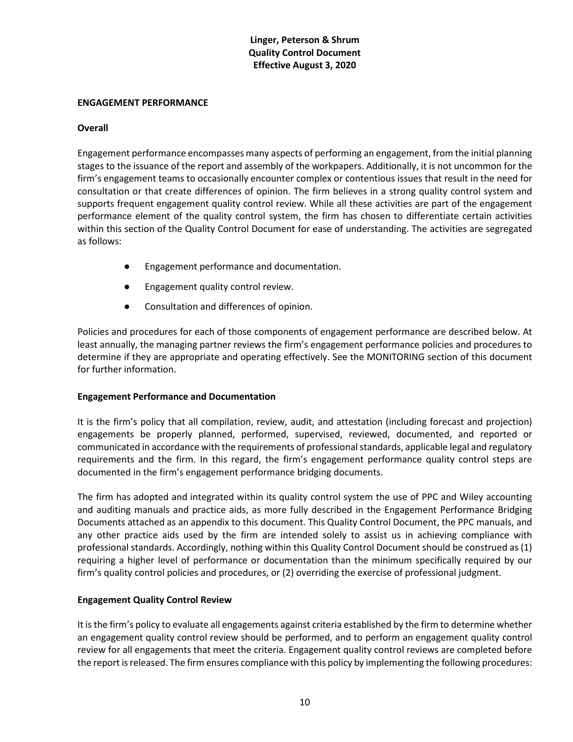**Linger, Peterson & Shrum**
**Quality Control Document**
**Effective August 3, 2020**

## ENGAGEMENT PERFORMANCE

### Overall

Engagement performance encompasses many aspects of performing an engagement, from the initial planning stages to the issuance of the report and assembly of the workpapers. Additionally, it is not uncommon for the firm's engagement teams to occasionally encounter complex or contentious issues that result in the need for consultation or that create differences of opinion. The firm believes in a strong quality control system and supports frequent engagement quality control review. While all these activities are part of the engagement performance element of the quality control system, the firm has chosen to differentiate certain activities within this section of the Quality Control Document for ease of understanding. The activities are segregated as follows:

- Engagement performance and documentation.
- Engagement quality control review.
- Consultation and differences of opinion.

Policies and procedures for each of those components of engagement performance are described below. At least annually, the managing partner reviews the firm's engagement performance policies and procedures to determine if they are appropriate and operating effectively. See the MONITORING section of this document for further information.

### Engagement Performance and Documentation

It is the firm's policy that all compilation, review, audit, and attestation (including forecast and projection) engagements be properly planned, performed, supervised, reviewed, documented, and reported or communicated in accordance with the requirements of professional standards, applicable legal and regulatory requirements and the firm. In this regard, the firm's engagement performance quality control steps are documented in the firm's engagement performance bridging documents.

The firm has adopted and integrated within its quality control system the use of PPC and Wiley accounting and auditing manuals and practice aids, as more fully described in the Engagement Performance Bridging Documents attached as an appendix to this document. This Quality Control Document, the PPC manuals, and any other practice aids used by the firm are intended solely to assist us in achieving compliance with professional standards. Accordingly, nothing within this Quality Control Document should be construed as (1) requiring a higher level of performance or documentation than the minimum specifically required by our firm's quality control policies and procedures, or (2) overriding the exercise of professional judgment.

### Engagement Quality Control Review

It is the firm's policy to evaluate all engagements against criteria established by the firm to determine whether an engagement quality control review should be performed, and to perform an engagement quality control review for all engagements that meet the criteria. Engagement quality control reviews are completed before the report is released. The firm ensures compliance with this policy by implementing the following procedures: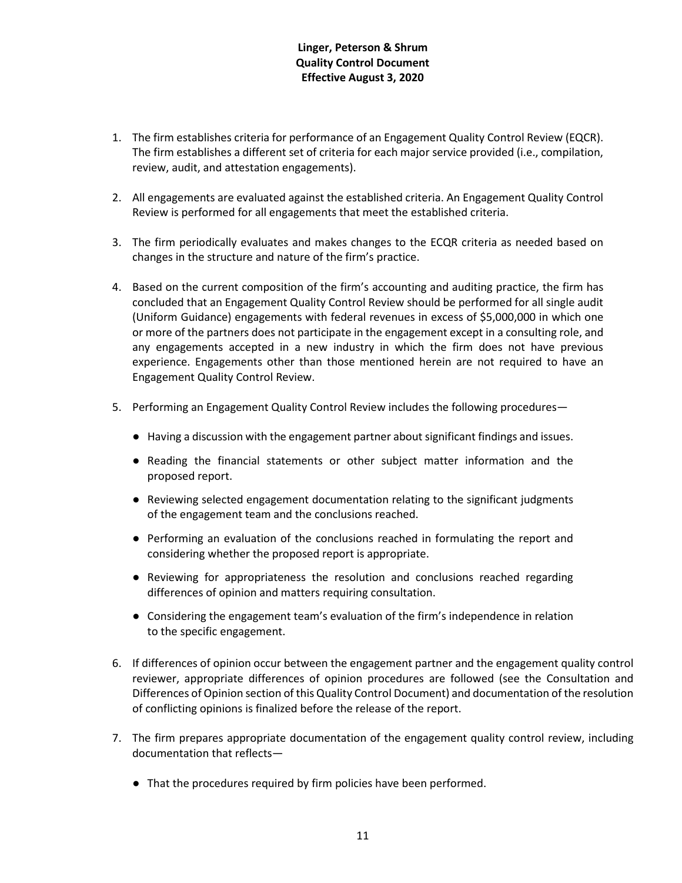**Linger, Peterson & Shrum**
**Quality Control Document**
**Effective August 3, 2020**

1. The firm establishes criteria for performance of an Engagement Quality Control Review (EQCR). The firm establishes a different set of criteria for each major service provided (i.e., compilation, review, audit, and attestation engagements).

2. All engagements are evaluated against the established criteria. An Engagement Quality Control Review is performed for all engagements that meet the established criteria.

3. The firm periodically evaluates and makes changes to the ECQR criteria as needed based on changes in the structure and nature of the firm's practice.

4. Based on the current composition of the firm's accounting and auditing practice, the firm has concluded that an Engagement Quality Control Review should be performed for all single audit (Uniform Guidance) engagements with federal revenues in excess of $5,000,000 in which one or more of the partners does not participate in the engagement except in a consulting role, and any engagements accepted in a new industry in which the firm does not have previous experience. Engagements other than those mentioned herein are not required to have an Engagement Quality Control Review.

5. Performing an Engagement Quality Control Review includes the following procedures—

   - Having a discussion with the engagement partner about significant findings and issues.
   - Reading the financial statements or other subject matter information and the proposed report.
   - Reviewing selected engagement documentation relating to the significant judgments of the engagement team and the conclusions reached.
   - Performing an evaluation of the conclusions reached in formulating the report and considering whether the proposed report is appropriate.
   - Reviewing for appropriateness the resolution and conclusions reached regarding differences of opinion and matters requiring consultation.
   - Considering the engagement team's evaluation of the firm's independence in relation to the specific engagement.

6. If differences of opinion occur between the engagement partner and the engagement quality control reviewer, appropriate differences of opinion procedures are followed (see the Consultation and Differences of Opinion section of this Quality Control Document) and documentation of the resolution of conflicting opinions is finalized before the release of the report.

7. The firm prepares appropriate documentation of the engagement quality control review, including documentation that reflects—

   - That the procedures required by firm policies have been performed.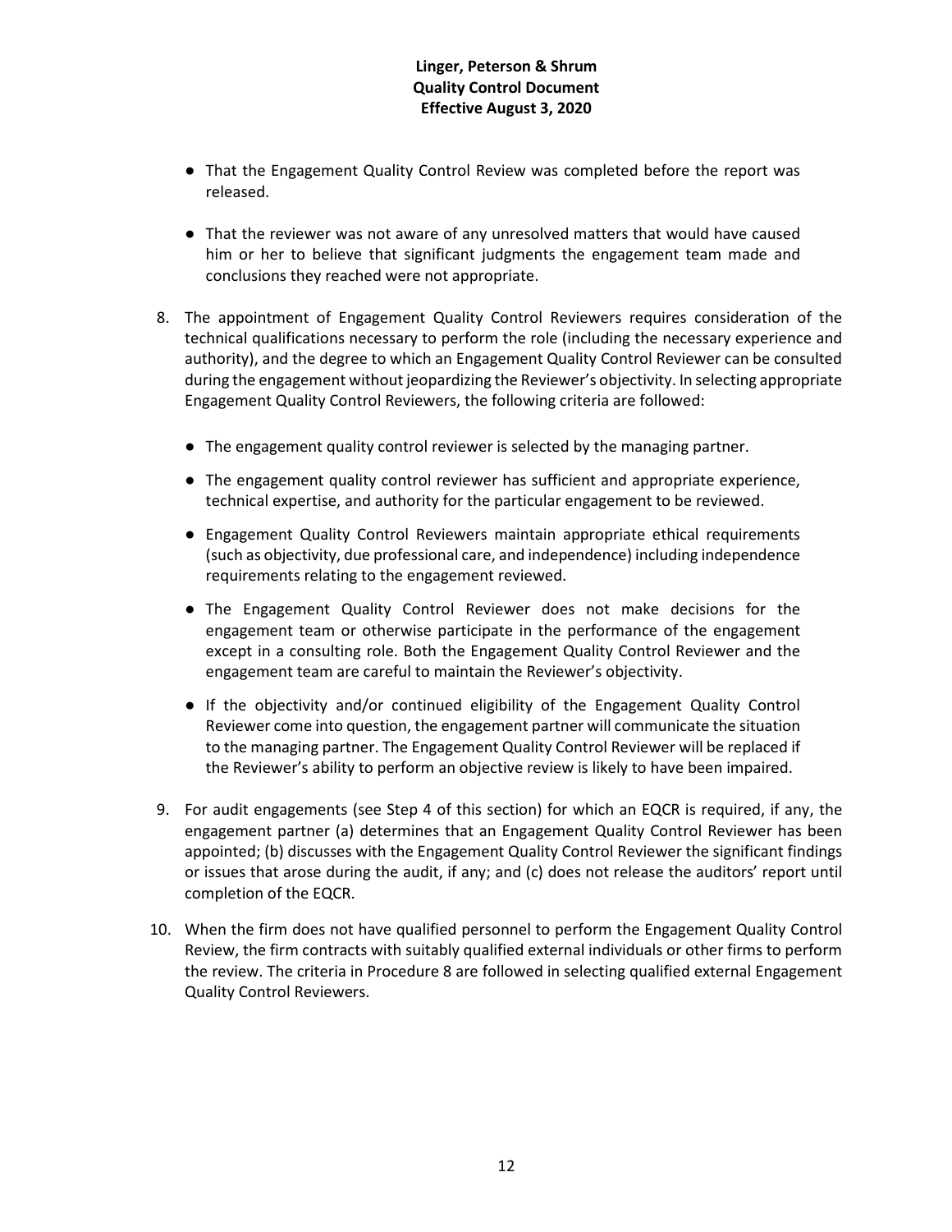- That the Engagement Quality Control Review was completed before the report was released.

- That the reviewer was not aware of any unresolved matters that would have caused him or her to believe that significant judgments the engagement team made and conclusions they reached were not appropriate.

8. The appointment of Engagement Quality Control Reviewers requires consideration of the technical qualifications necessary to perform the role (including the necessary experience and authority), and the degree to which an Engagement Quality Control Reviewer can be consulted during the engagement without jeopardizing the Reviewer's objectivity. In selecting appropriate Engagement Quality Control Reviewers, the following criteria are followed:

   - The engagement quality control reviewer is selected by the managing partner.

   - The engagement quality control reviewer has sufficient and appropriate experience, technical expertise, and authority for the particular engagement to be reviewed.

   - Engagement Quality Control Reviewers maintain appropriate ethical requirements (such as objectivity, due professional care, and independence) including independence requirements relating to the engagement reviewed.

   - The Engagement Quality Control Reviewer does not make decisions for the engagement team or otherwise participate in the performance of the engagement except in a consulting role. Both the Engagement Quality Control Reviewer and the engagement team are careful to maintain the Reviewer's objectivity.

   - If the objectivity and/or continued eligibility of the Engagement Quality Control Reviewer come into question, the engagement partner will communicate the situation to the managing partner. The Engagement Quality Control Reviewer will be replaced if the Reviewer's ability to perform an objective review is likely to have been impaired.

9. For audit engagements (see Step 4 of this section) for which an EQCR is required, if any, the engagement partner (a) determines that an Engagement Quality Control Reviewer has been appointed; (b) discusses with the Engagement Quality Control Reviewer the significant findings or issues that arose during the audit, if any; and (c) does not release the auditors' report until completion of the EQCR.

10. When the firm does not have qualified personnel to perform the Engagement Quality Control Review, the firm contracts with suitably qualified external individuals or other firms to perform the review. The criteria in Procedure 8 are followed in selecting qualified external Engagement Quality Control Reviewers.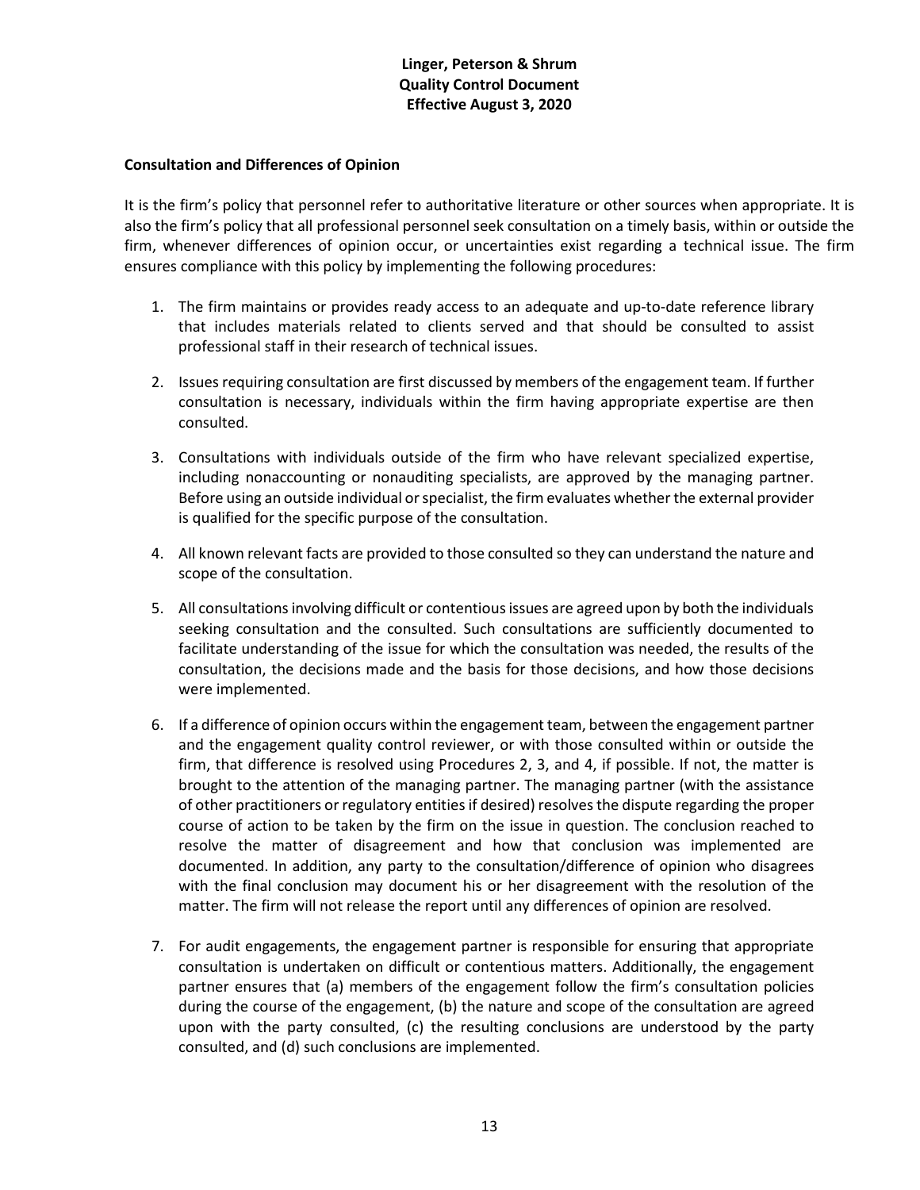## Consultation and Differences of Opinion

It is the firm's policy that personnel refer to authoritative literature or other sources when appropriate. It is also the firm's policy that all professional personnel seek consultation on a timely basis, within or outside the firm, whenever differences of opinion occur, or uncertainties exist regarding a technical issue. The firm ensures compliance with this policy by implementing the following procedures:

1. The firm maintains or provides ready access to an adequate and up-to-date reference library that includes materials related to clients served and that should be consulted to assist professional staff in their research of technical issues.

2. Issues requiring consultation are first discussed by members of the engagement team. If further consultation is necessary, individuals within the firm having appropriate expertise are then consulted.

3. Consultations with individuals outside of the firm who have relevant specialized expertise, including nonaccounting or nonauditing specialists, are approved by the managing partner. Before using an outside individual or specialist, the firm evaluates whether the external provider is qualified for the specific purpose of the consultation.

4. All known relevant facts are provided to those consulted so they can understand the nature and scope of the consultation.

5. All consultations involving difficult or contentious issues are agreed upon by both the individuals seeking consultation and the consulted. Such consultations are sufficiently documented to facilitate understanding of the issue for which the consultation was needed, the results of the consultation, the decisions made and the basis for those decisions, and how those decisions were implemented.

6. If a difference of opinion occurs within the engagement team, between the engagement partner and the engagement quality control reviewer, or with those consulted within or outside the firm, that difference is resolved using Procedures 2, 3, and 4, if possible. If not, the matter is brought to the attention of the managing partner. The managing partner (with the assistance of other practitioners or regulatory entities if desired) resolves the dispute regarding the proper course of action to be taken by the firm on the issue in question. The conclusion reached to resolve the matter of disagreement and how that conclusion was implemented are documented. In addition, any party to the consultation/difference of opinion who disagrees with the final conclusion may document his or her disagreement with the resolution of the matter. The firm will not release the report until any differences of opinion are resolved.

7. For audit engagements, the engagement partner is responsible for ensuring that appropriate consultation is undertaken on difficult or contentious matters. Additionally, the engagement partner ensures that (a) members of the engagement follow the firm's consultation policies during the course of the engagement, (b) the nature and scope of the consultation are agreed upon with the party consulted, (c) the resulting conclusions are understood by the party consulted, and (d) such conclusions are implemented.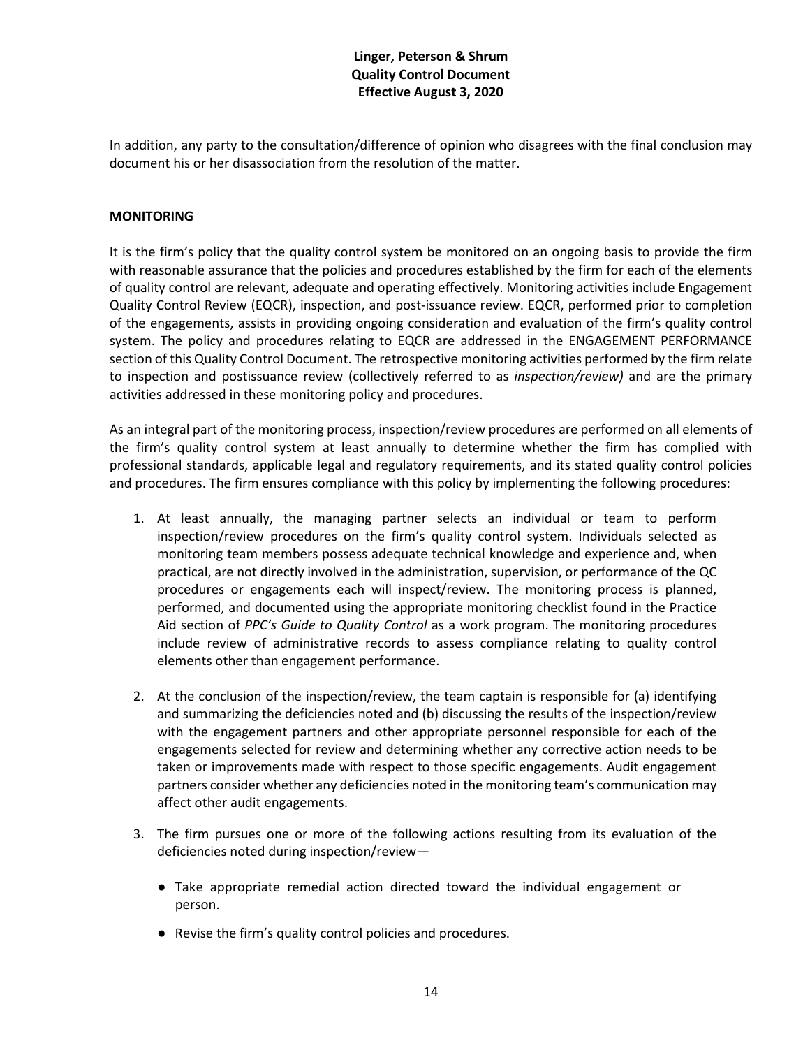In addition, any party to the consultation/difference of opinion who disagrees with the final conclusion may document his or her disassociation from the resolution of the matter.

## MONITORING

It is the firm's policy that the quality control system be monitored on an ongoing basis to provide the firm with reasonable assurance that the policies and procedures established by the firm for each of the elements of quality control are relevant, adequate and operating effectively. Monitoring activities include Engagement Quality Control Review (EQCR), inspection, and post-issuance review. EQCR, performed prior to completion of the engagements, assists in providing ongoing consideration and evaluation of the firm's quality control system. The policy and procedures relating to EQCR are addressed in the ENGAGEMENT PERFORMANCE section of this Quality Control Document. The retrospective monitoring activities performed by the firm relate to inspection and postissuance review (collectively referred to as *inspection/review)* and are the primary activities addressed in these monitoring policy and procedures.

As an integral part of the monitoring process, inspection/review procedures are performed on all elements of the firm's quality control system at least annually to determine whether the firm has complied with professional standards, applicable legal and regulatory requirements, and its stated quality control policies and procedures. The firm ensures compliance with this policy by implementing the following procedures:

1. At least annually, the managing partner selects an individual or team to perform inspection/review procedures on the firm's quality control system. Individuals selected as monitoring team members possess adequate technical knowledge and experience and, when practical, are not directly involved in the administration, supervision, or performance of the QC procedures or engagements each will inspect/review. The monitoring process is planned, performed, and documented using the appropriate monitoring checklist found in the Practice Aid section of *PPC's Guide to Quality Control* as a work program. The monitoring procedures include review of administrative records to assess compliance relating to quality control elements other than engagement performance.

2. At the conclusion of the inspection/review, the team captain is responsible for (a) identifying and summarizing the deficiencies noted and (b) discussing the results of the inspection/review with the engagement partners and other appropriate personnel responsible for each of the engagements selected for review and determining whether any corrective action needs to be taken or improvements made with respect to those specific engagements. Audit engagement partners consider whether any deficiencies noted in the monitoring team's communication may affect other audit engagements.

3. The firm pursues one or more of the following actions resulting from its evaluation of the deficiencies noted during inspection/review—

   - Take appropriate remedial action directed toward the individual engagement or person.

   - Revise the firm's quality control policies and procedures.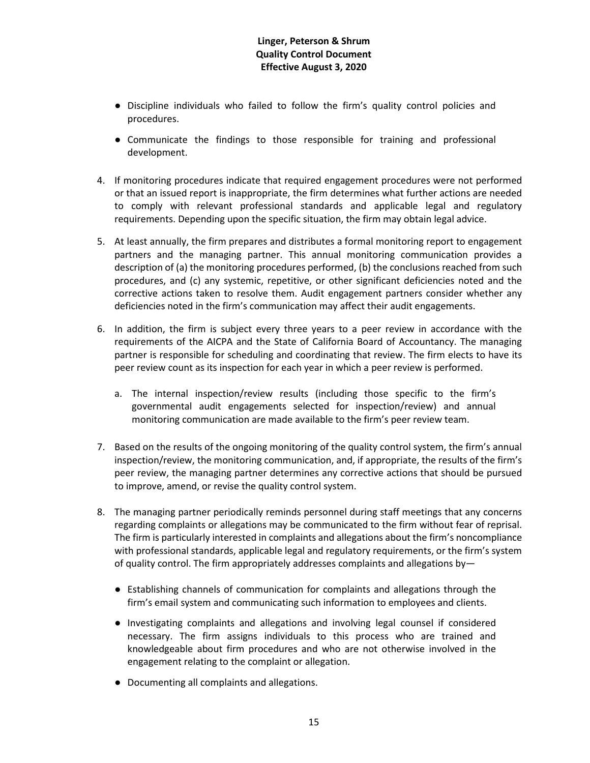- Discipline individuals who failed to follow the firm's quality control policies and procedures.
- Communicate the findings to those responsible for training and professional development.

4. If monitoring procedures indicate that required engagement procedures were not performed or that an issued report is inappropriate, the firm determines what further actions are needed to comply with relevant professional standards and applicable legal and regulatory requirements. Depending upon the specific situation, the firm may obtain legal advice.

5. At least annually, the firm prepares and distributes a formal monitoring report to engagement partners and the managing partner. This annual monitoring communication provides a description of (a) the monitoring procedures performed, (b) the conclusions reached from such procedures, and (c) any systemic, repetitive, or other significant deficiencies noted and the corrective actions taken to resolve them. Audit engagement partners consider whether any deficiencies noted in the firm's communication may affect their audit engagements.

6. In addition, the firm is subject every three years to a peer review in accordance with the requirements of the AICPA and the State of California Board of Accountancy. The managing partner is responsible for scheduling and coordinating that review. The firm elects to have its peer review count as its inspection for each year in which a peer review is performed.

   a. The internal inspection/review results (including those specific to the firm's governmental audit engagements selected for inspection/review) and annual monitoring communication are made available to the firm's peer review team.

7. Based on the results of the ongoing monitoring of the quality control system, the firm's annual inspection/review, the monitoring communication, and, if appropriate, the results of the firm's peer review, the managing partner determines any corrective actions that should be pursued to improve, amend, or revise the quality control system.

8. The managing partner periodically reminds personnel during staff meetings that any concerns regarding complaints or allegations may be communicated to the firm without fear of reprisal. The firm is particularly interested in complaints and allegations about the firm's noncompliance with professional standards, applicable legal and regulatory requirements, or the firm's system of quality control. The firm appropriately addresses complaints and allegations by—

   - Establishing channels of communication for complaints and allegations through the firm's email system and communicating such information to employees and clients.
   - Investigating complaints and allegations and involving legal counsel if considered necessary. The firm assigns individuals to this process who are trained and knowledgeable about firm procedures and who are not otherwise involved in the engagement relating to the complaint or allegation.
   - Documenting all complaints and allegations.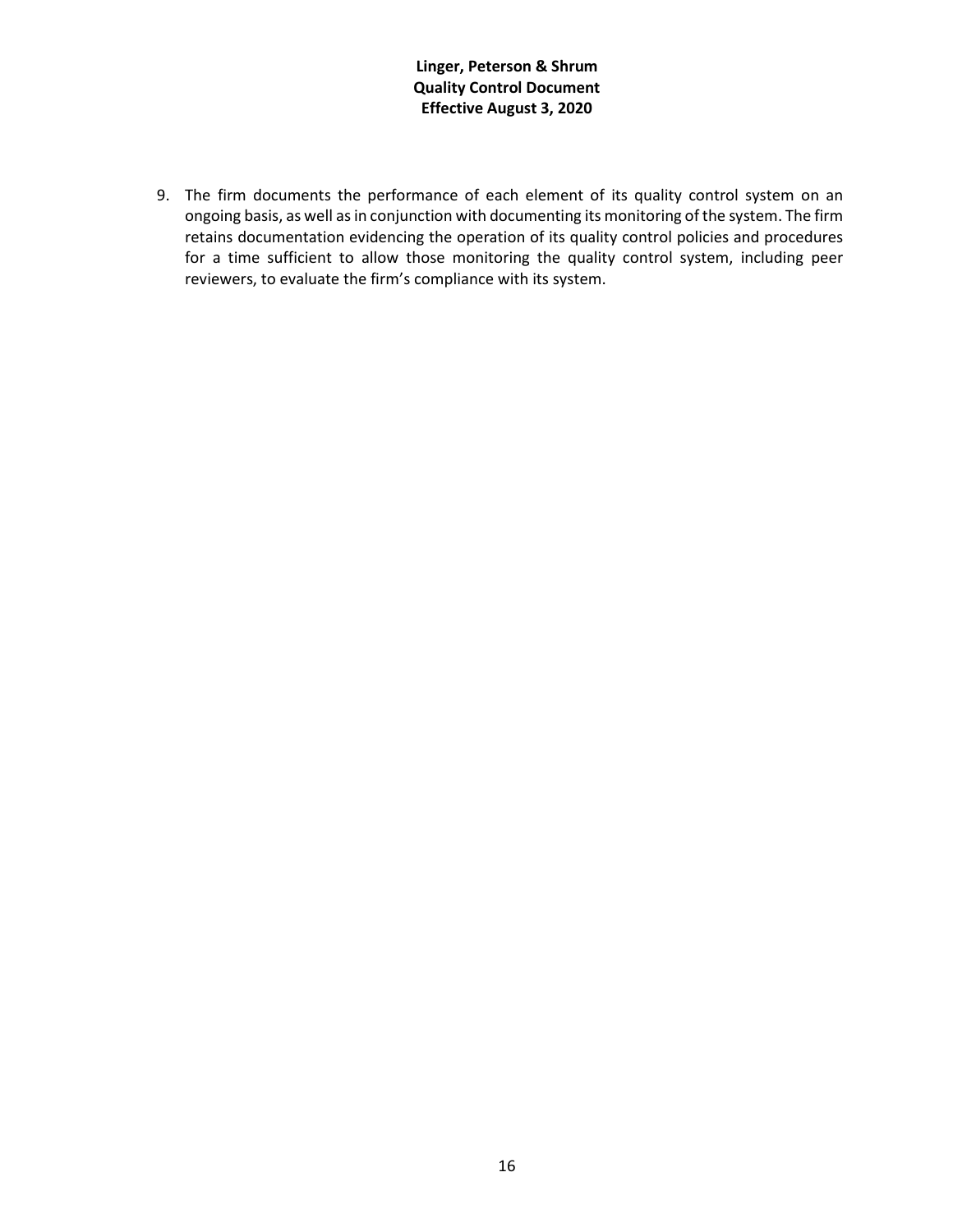9. The firm documents the performance of each element of its quality control system on an ongoing basis, as well as in conjunction with documenting its monitoring of the system. The firm retains documentation evidencing the operation of its quality control policies and procedures for a time sufficient to allow those monitoring the quality control system, including peer reviewers, to evaluate the firm's compliance with its system.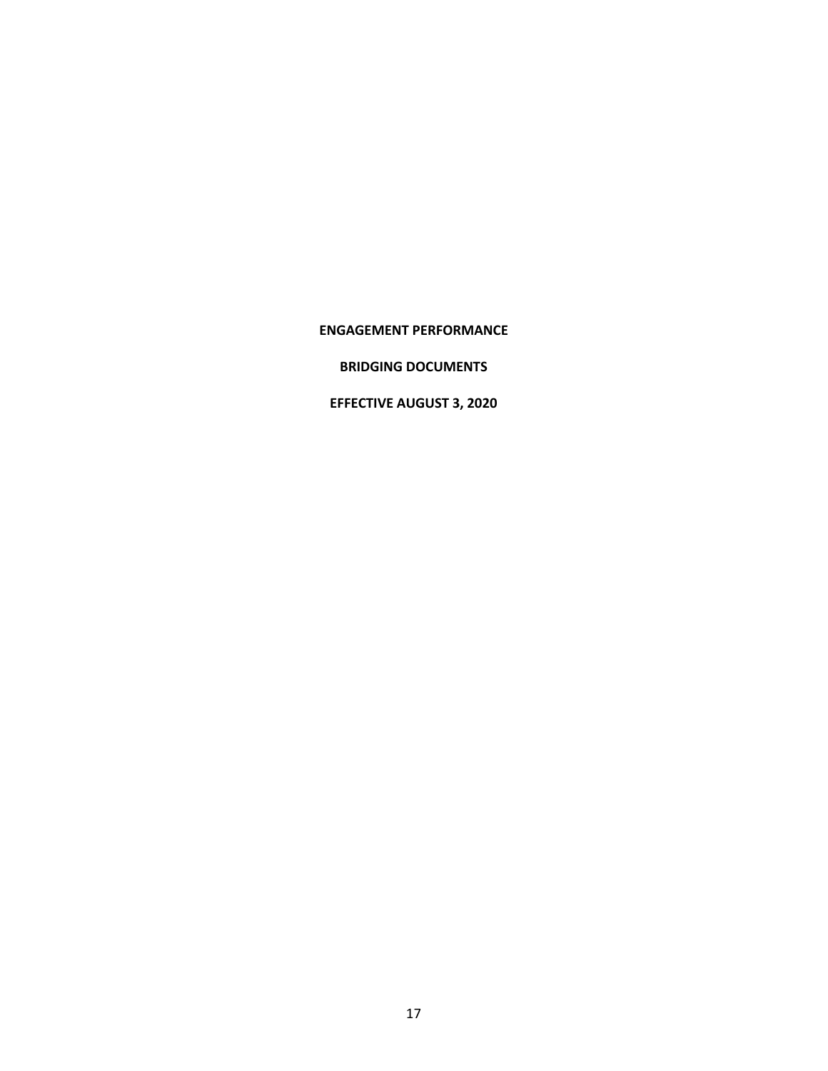**ENGAGEMENT PERFORMANCE**

**BRIDGING DOCUMENTS**

**EFFECTIVE AUGUST 3, 2020**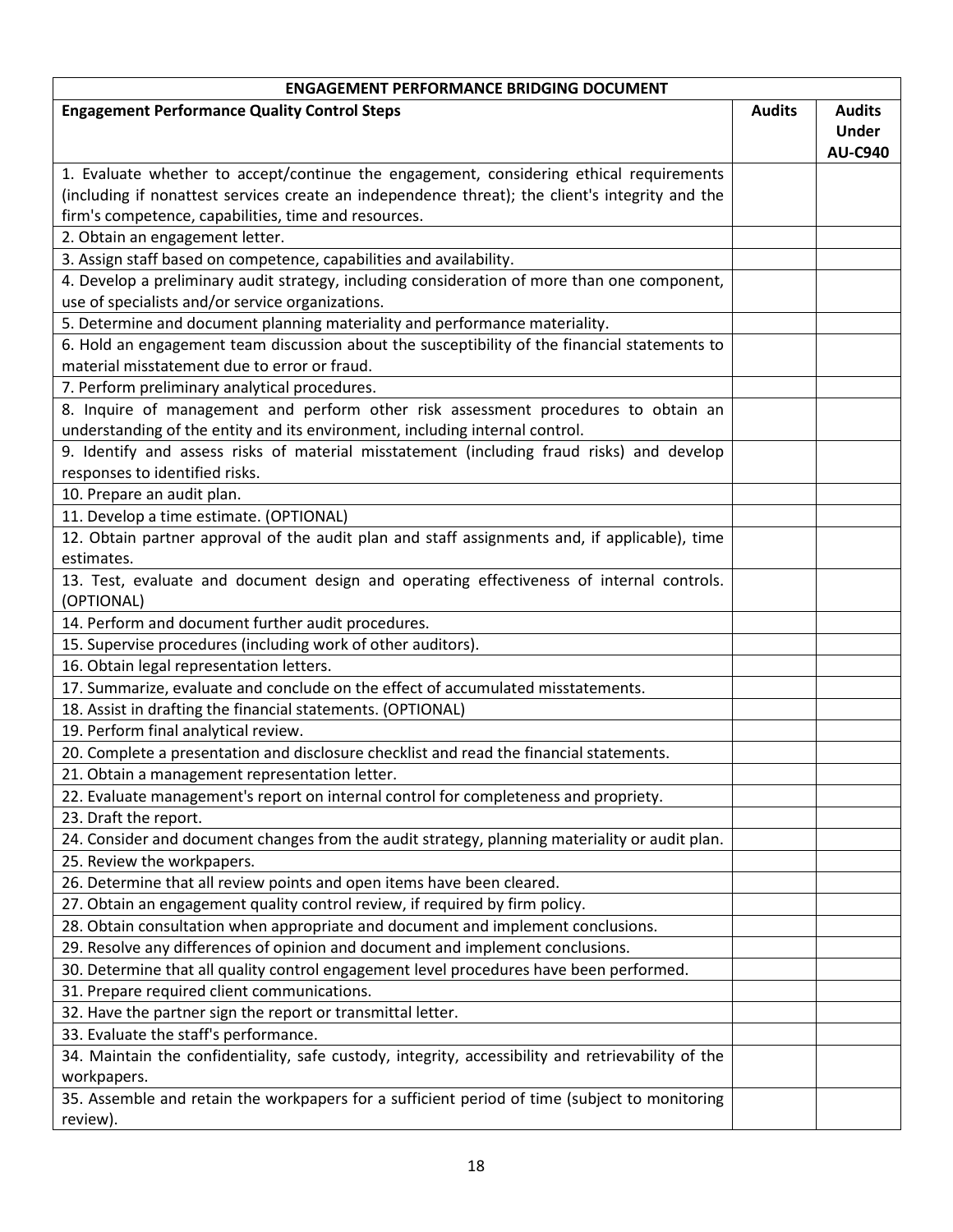| ENGAGEMENT PERFORMANCE BRIDGING DOCUMENT | | |
|---|---|---|
| **Engagement Performance Quality Control Steps** | **Audits** | **Audits Under AU-C940** |
| 1. Evaluate whether to accept/continue the engagement, considering ethical requirements (including if nonattest services create an independence threat); the client's integrity and the firm's competence, capabilities, time and resources. | | |
| 2. Obtain an engagement letter. | | |
| 3. Assign staff based on competence, capabilities and availability. | | |
| 4. Develop a preliminary audit strategy, including consideration of more than one component, use of specialists and/or service organizations. | | |
| 5. Determine and document planning materiality and performance materiality. | | |
| 6. Hold an engagement team discussion about the susceptibility of the financial statements to material misstatement due to error or fraud. | | |
| 7. Perform preliminary analytical procedures. | | |
| 8. Inquire of management and perform other risk assessment procedures to obtain an understanding of the entity and its environment, including internal control. | | |
| 9. Identify and assess risks of material misstatement (including fraud risks) and develop responses to identified risks. | | |
| 10. Prepare an audit plan. | | |
| 11. Develop a time estimate. (OPTIONAL) | | |
| 12. Obtain partner approval of the audit plan and staff assignments and, if applicable), time estimates. | | |
| 13. Test, evaluate and document design and operating effectiveness of internal controls. (OPTIONAL) | | |
| 14. Perform and document further audit procedures. | | |
| 15. Supervise procedures (including work of other auditors). | | |
| 16. Obtain legal representation letters. | | |
| 17. Summarize, evaluate and conclude on the effect of accumulated misstatements. | | |
| 18. Assist in drafting the financial statements. (OPTIONAL) | | |
| 19. Perform final analytical review. | | |
| 20. Complete a presentation and disclosure checklist and read the financial statements. | | |
| 21. Obtain a management representation letter. | | |
| 22. Evaluate management's report on internal control for completeness and propriety. | | |
| 23. Draft the report. | | |
| 24. Consider and document changes from the audit strategy, planning materiality or audit plan. | | |
| 25. Review the workpapers. | | |
| 26. Determine that all review points and open items have been cleared. | | |
| 27. Obtain an engagement quality control review, if required by firm policy. | | |
| 28. Obtain consultation when appropriate and document and implement conclusions. | | |
| 29. Resolve any differences of opinion and document and implement conclusions. | | |
| 30. Determine that all quality control engagement level procedures have been performed. | | |
| 31. Prepare required client communications. | | |
| 32. Have the partner sign the report or transmittal letter. | | |
| 33. Evaluate the staff's performance. | | |
| 34. Maintain the confidentiality, safe custody, integrity, accessibility and retrievability of the workpapers. | | |
| 35. Assemble and retain the workpapers for a sufficient period of time (subject to monitoring review). | | |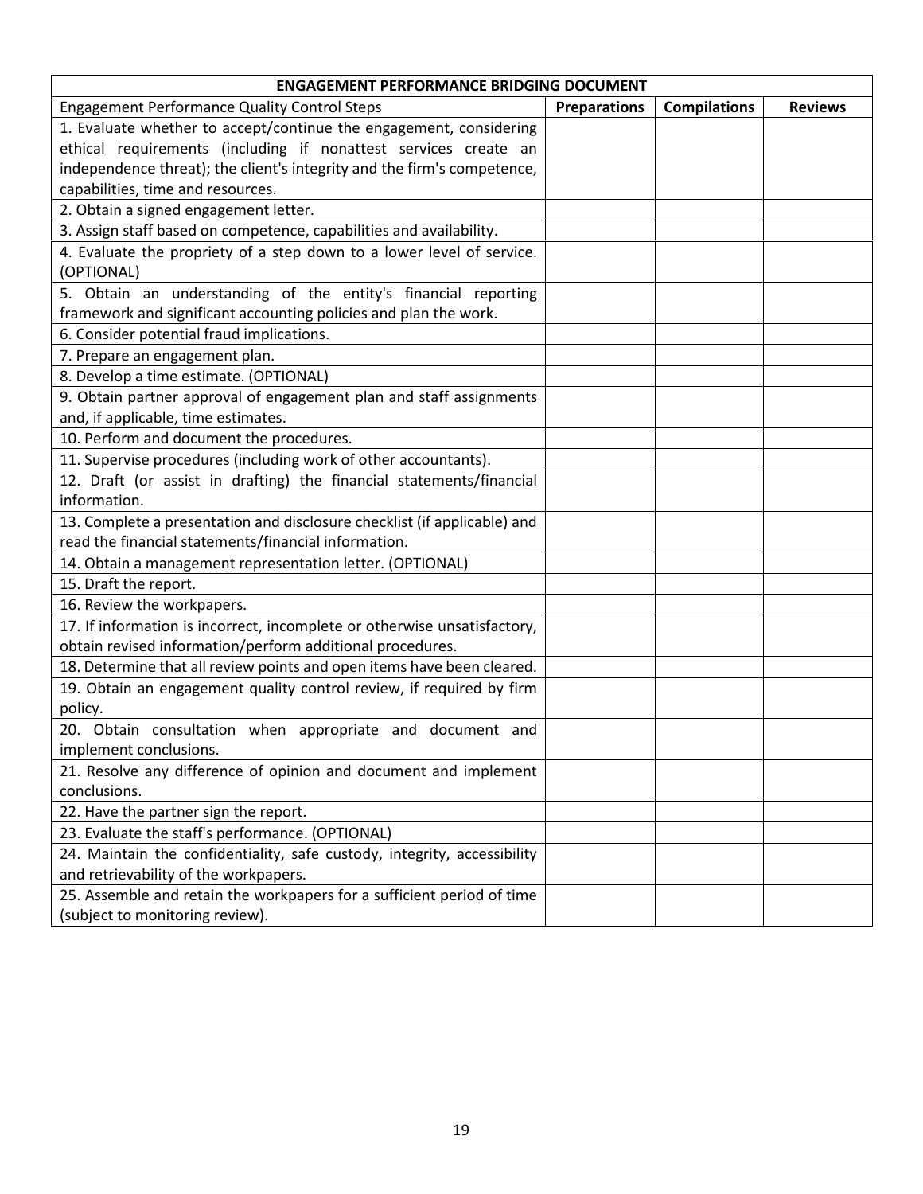| ENGAGEMENT PERFORMANCE BRIDGING DOCUMENT | | | |
|---|---|---|---|
| Engagement Performance Quality Control Steps | **Preparations** | **Compilations** | **Reviews** |
| 1. Evaluate whether to accept/continue the engagement, considering ethical requirements (including if nonattest services create an independence threat); the client's integrity and the firm's competence, capabilities, time and resources. | | | |
| 2. Obtain a signed engagement letter. | | | |
| 3. Assign staff based on competence, capabilities and availability. | | | |
| 4. Evaluate the propriety of a step down to a lower level of service. (OPTIONAL) | | | |
| 5. Obtain an understanding of the entity's financial reporting framework and significant accounting policies and plan the work. | | | |
| 6. Consider potential fraud implications. | | | |
| 7. Prepare an engagement plan. | | | |
| 8. Develop a time estimate. (OPTIONAL) | | | |
| 9. Obtain partner approval of engagement plan and staff assignments and, if applicable, time estimates. | | | |
| 10. Perform and document the procedures. | | | |
| 11. Supervise procedures (including work of other accountants). | | | |
| 12. Draft (or assist in drafting) the financial statements/financial information. | | | |
| 13. Complete a presentation and disclosure checklist (if applicable) and read the financial statements/financial information. | | | |
| 14. Obtain a management representation letter. (OPTIONAL) | | | |
| 15. Draft the report. | | | |
| 16. Review the workpapers. | | | |
| 17. If information is incorrect, incomplete or otherwise unsatisfactory, obtain revised information/perform additional procedures. | | | |
| 18. Determine that all review points and open items have been cleared. | | | |
| 19. Obtain an engagement quality control review, if required by firm policy. | | | |
| 20. Obtain consultation when appropriate and document and implement conclusions. | | | |
| 21. Resolve any difference of opinion and document and implement conclusions. | | | |
| 22. Have the partner sign the report. | | | |
| 23. Evaluate the staff's performance. (OPTIONAL) | | | |
| 24. Maintain the confidentiality, safe custody, integrity, accessibility and retrievability of the workpapers. | | | |
| 25. Assemble and retain the workpapers for a sufficient period of time (subject to monitoring review). | | | |